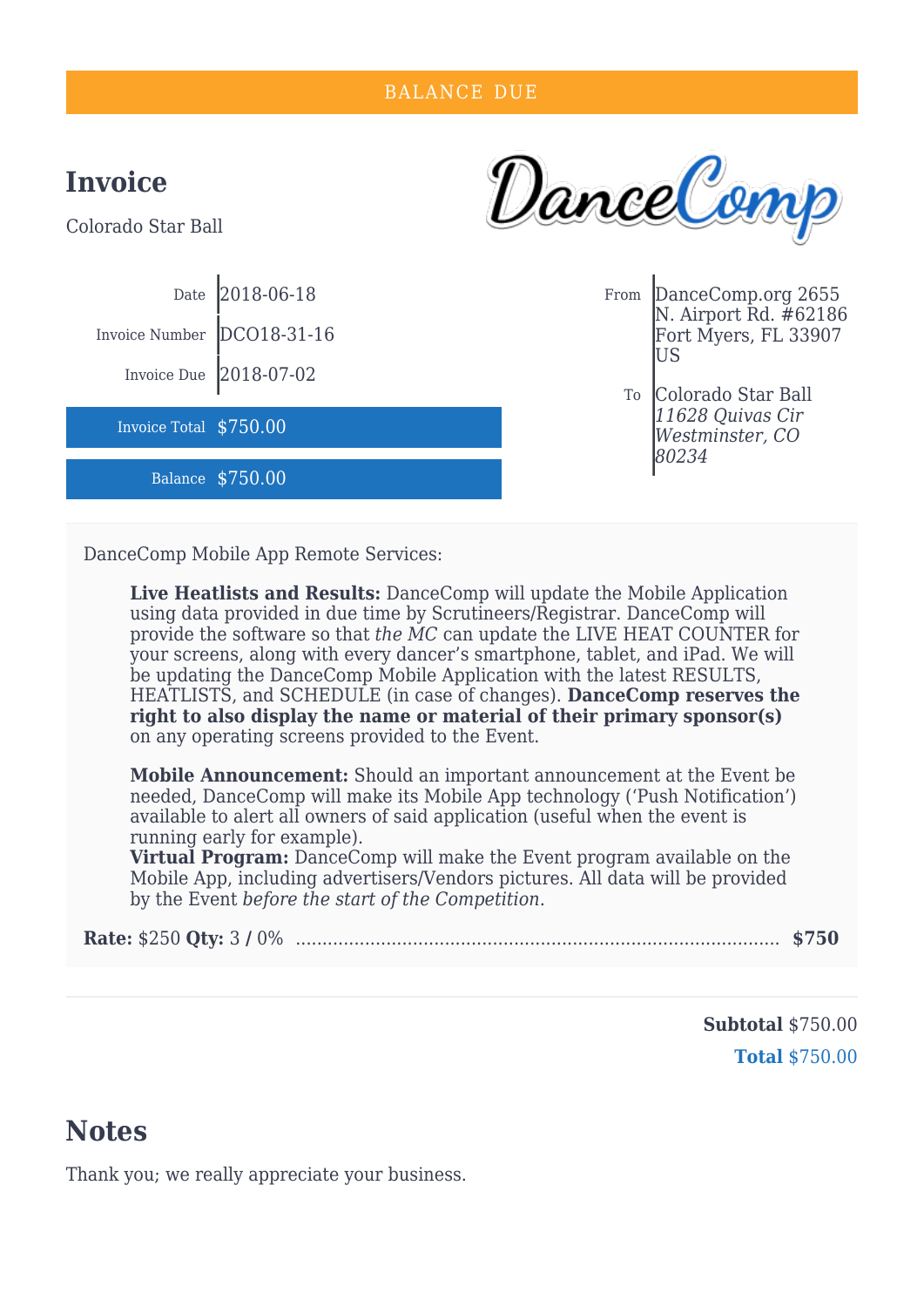BALANCE DUE

# Invoice

Colorado Star Ball

DanceComp

| | |
|---|---|
| Date | 2018-06-18 |
| Invoice Number | DCO18-31-16 |
| Invoice Due | 2018-07-02 |
| Invoice Total | $750.00 |
| Balance | $750.00 |

| | |
|---|---|
| From | DanceComp.org 2655 N. Airport Rd. #62186 Fort Myers, FL 33907 US |
| To | Colorado Star Ball *11628 Quivas Cir Westminster, CO 80234* |

DanceComp Mobile App Remote Services:

> **Live Heatlists and Results:** DanceComp will update the Mobile Application using data provided in due time by Scrutineers/Registrar. DanceComp will provide the software so that *the MC* can update the LIVE HEAT COUNTER for your screens, along with every dancer's smartphone, tablet, and iPad. We will be updating the DanceComp Mobile Application with the latest RESULTS, HEATLISTS, and SCHEDULE (in case of changes). **DanceComp reserves the right to also display the name or material of their primary sponsor(s)** on any operating screens provided to the Event.
>
> **Mobile Announcement:** Should an important announcement at the Event be needed, DanceComp will make its Mobile App technology ('Push Notification') available to alert all owners of said application (useful when the event is running early for example).
> **Virtual Program:** DanceComp will make the Event program available on the Mobile App, including advertisers/Vendors pictures. All data will be provided by the Event *before the start of the Competition*.

**Rate:** $250 **Qty:** 3 **/** 0% ........................................ **$750**

**Subtotal** $750.00

**Total** $750.00

## Notes

Thank you; we really appreciate your business.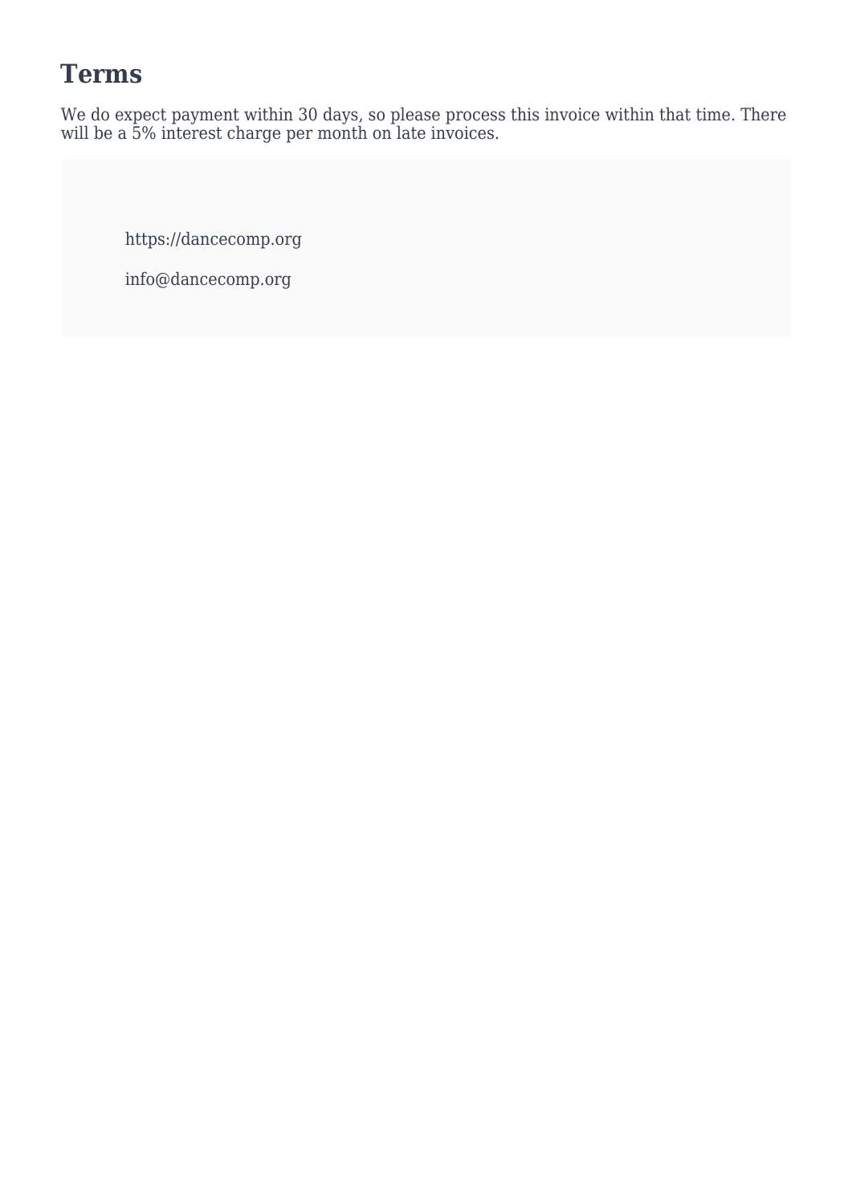## Terms

We do expect payment within 30 days, so please process this invoice within that time. There will be a 5% interest charge per month on late invoices.

https://dancecomp.org

info@dancecomp.org